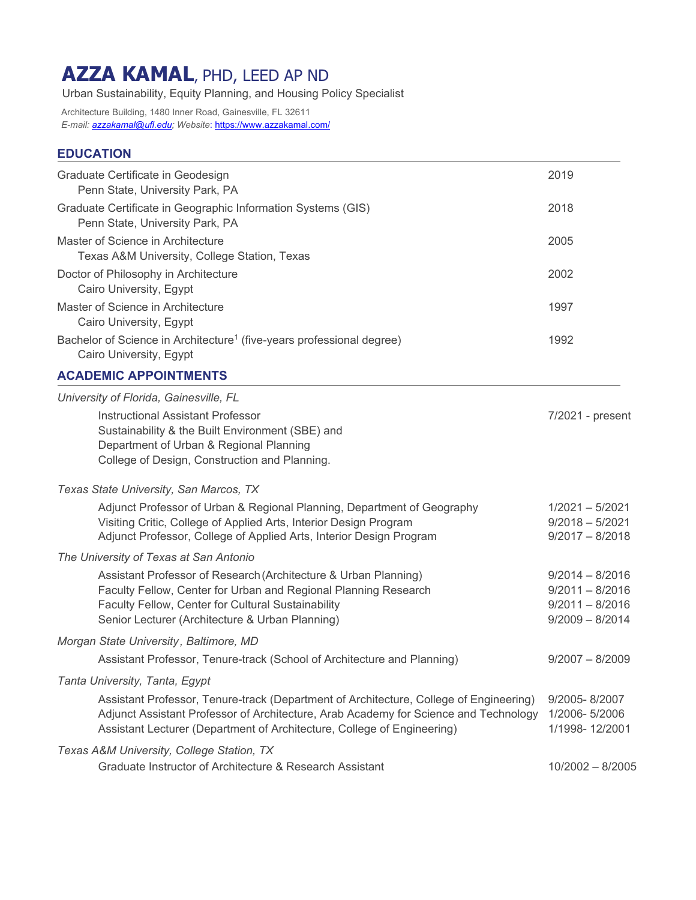# AZZA KAMAL, PHD, LEED AP ND

Urban Sustainability, Equity Planning, and Housing Policy Specialist

Architecture Building, 1480 Inner Road, Gainesville, FL 32611
*E-mail: azzakamal@ufl.edu; Website*: https://www.azzakamal.com/

## EDUCATION

| | |
|---|---|
| Graduate Certificate in Geodesign<br>Penn State, University Park, PA | 2019 |
| Graduate Certificate in Geographic Information Systems (GIS)<br>Penn State, University Park, PA | 2018 |
| Master of Science in Architecture<br>Texas A&M University, College Station, Texas | 2005 |
| Doctor of Philosophy in Architecture<br>Cairo University, Egypt | 2002 |
| Master of Science in Architecture<br>Cairo University, Egypt | 1997 |
| Bachelor of Science in Architecture[1] (five-years professional degree)<br>Cairo University, Egypt | 1992 |

## ACADEMIC APPOINTMENTS

*University of Florida, Gainesville, FL*

| | |
|---|---|
| Instructional Assistant Professor<br>Sustainability & the Built Environment (SBE) and<br>Department of Urban & Regional Planning<br>College of Design, Construction and Planning. | 7/2021 - present |

*Texas State University, San Marcos, TX*

| | |
|---|---|
| Adjunct Professor of Urban & Regional Planning, Department of Geography | 1/2021 – 5/2021 |
| Visiting Critic, College of Applied Arts, Interior Design Program | 9/2018 – 5/2021 |
| Adjunct Professor, College of Applied Arts, Interior Design Program | 9/2017 – 8/2018 |

*The University of Texas at San Antonio*

| | |
|---|---|
| Assistant Professor of Research (Architecture & Urban Planning) | 9/2014 – 8/2016 |
| Faculty Fellow, Center for Urban and Regional Planning Research | 9/2011 – 8/2016 |
| Faculty Fellow, Center for Cultural Sustainability | 9/2011 – 8/2016 |
| Senior Lecturer (Architecture & Urban Planning) | 9/2009 – 8/2014 |

*Morgan State University, Baltimore, MD*

| | |
|---|---|
| Assistant Professor, Tenure-track (School of Architecture and Planning) | 9/2007 – 8/2009 |

*Tanta University, Tanta, Egypt*

| | |
|---|---|
| Assistant Professor, Tenure-track (Department of Architecture, College of Engineering) | 9/2005- 8/2007 |
| Adjunct Assistant Professor of Architecture, Arab Academy for Science and Technology | 1/2006- 5/2006 |
| Assistant Lecturer (Department of Architecture, College of Engineering) | 1/1998- 12/2001 |

*Texas A&M University, College Station, TX*

| | |
|---|---|
| Graduate Instructor of Architecture & Research Assistant | 10/2002 – 8/2005 |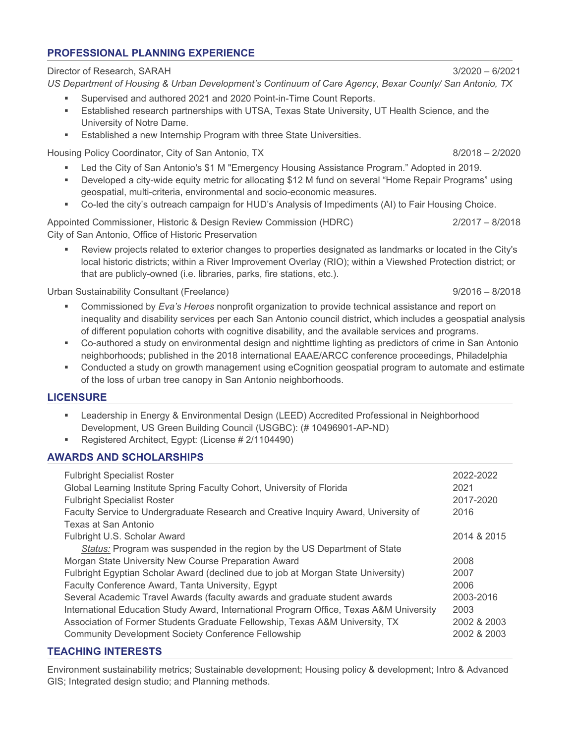## PROFESSIONAL PLANNING EXPERIENCE

Director of Research, SARAH 3/2020 – 6/2021
*US Department of Housing & Urban Development's Continuum of Care Agency, Bexar County/ San Antonio, TX*

- Supervised and authored 2021 and 2020 Point-in-Time Count Reports.
- Established research partnerships with UTSA, Texas State University, UT Health Science, and the University of Notre Dame.
- Established a new Internship Program with three State Universities.

Housing Policy Coordinator, City of San Antonio, TX 8/2018 – 2/2020

- Led the City of San Antonio's $1 M "Emergency Housing Assistance Program." Adopted in 2019.
- Developed a city-wide equity metric for allocating $12 M fund on several "Home Repair Programs" using geospatial, multi-criteria, environmental and socio-economic measures.
- Co-led the city's outreach campaign for HUD's Analysis of Impediments (AI) to Fair Housing Choice.

Appointed Commissioner, Historic & Design Review Commission (HDRC) 2/2017 – 8/2018
City of San Antonio, Office of Historic Preservation

- Review projects related to exterior changes to properties designated as landmarks or located in the City's local historic districts; within a River Improvement Overlay (RIO); within a Viewshed Protection district; or that are publicly-owned (i.e. libraries, parks, fire stations, etc.).

Urban Sustainability Consultant (Freelance) 9/2016 – 8/2018

- Commissioned by *Eva's Heroes* nonprofit organization to provide technical assistance and report on inequality and disability services per each San Antonio council district, which includes a geospatial analysis of different population cohorts with cognitive disability, and the available services and programs.
- Co-authored a study on environmental design and nighttime lighting as predictors of crime in San Antonio neighborhoods; published in the 2018 international EAAE/ARCC conference proceedings, Philadelphia
- Conducted a study on growth management using eCognition geospatial program to automate and estimate of the loss of urban tree canopy in San Antonio neighborhoods.

## LICENSURE

- Leadership in Energy & Environmental Design (LEED) Accredited Professional in Neighborhood Development, US Green Building Council (USGBC): (# 10496901-AP-ND)
- Registered Architect, Egypt: (License # 2/1104490)

## AWARDS AND SCHOLARSHIPS

| | |
|---|---|
| Fulbright Specialist Roster | 2022-2022 |
| Global Learning Institute Spring Faculty Cohort, University of Florida | 2021 |
| Fulbright Specialist Roster | 2017-2020 |
| Faculty Service to Undergraduate Research and Creative Inquiry Award, University of Texas at San Antonio | 2016 |
| Fulbright U.S. Scholar Award<br>*Status:* Program was suspended in the region by the US Department of State | 2014 & 2015 |
| Morgan State University New Course Preparation Award | 2008 |
| Fulbright Egyptian Scholar Award (declined due to job at Morgan State University) | 2007 |
| Faculty Conference Award, Tanta University, Egypt | 2006 |
| Several Academic Travel Awards (faculty awards and graduate student awards | 2003-2016 |
| International Education Study Award, International Program Office, Texas A&M University | 2003 |
| Association of Former Students Graduate Fellowship, Texas A&M University, TX | 2002 & 2003 |
| Community Development Society Conference Fellowship | 2002 & 2003 |

## TEACHING INTERESTS

Environment sustainability metrics; Sustainable development; Housing policy & development; Intro & Advanced GIS; Integrated design studio; and Planning methods.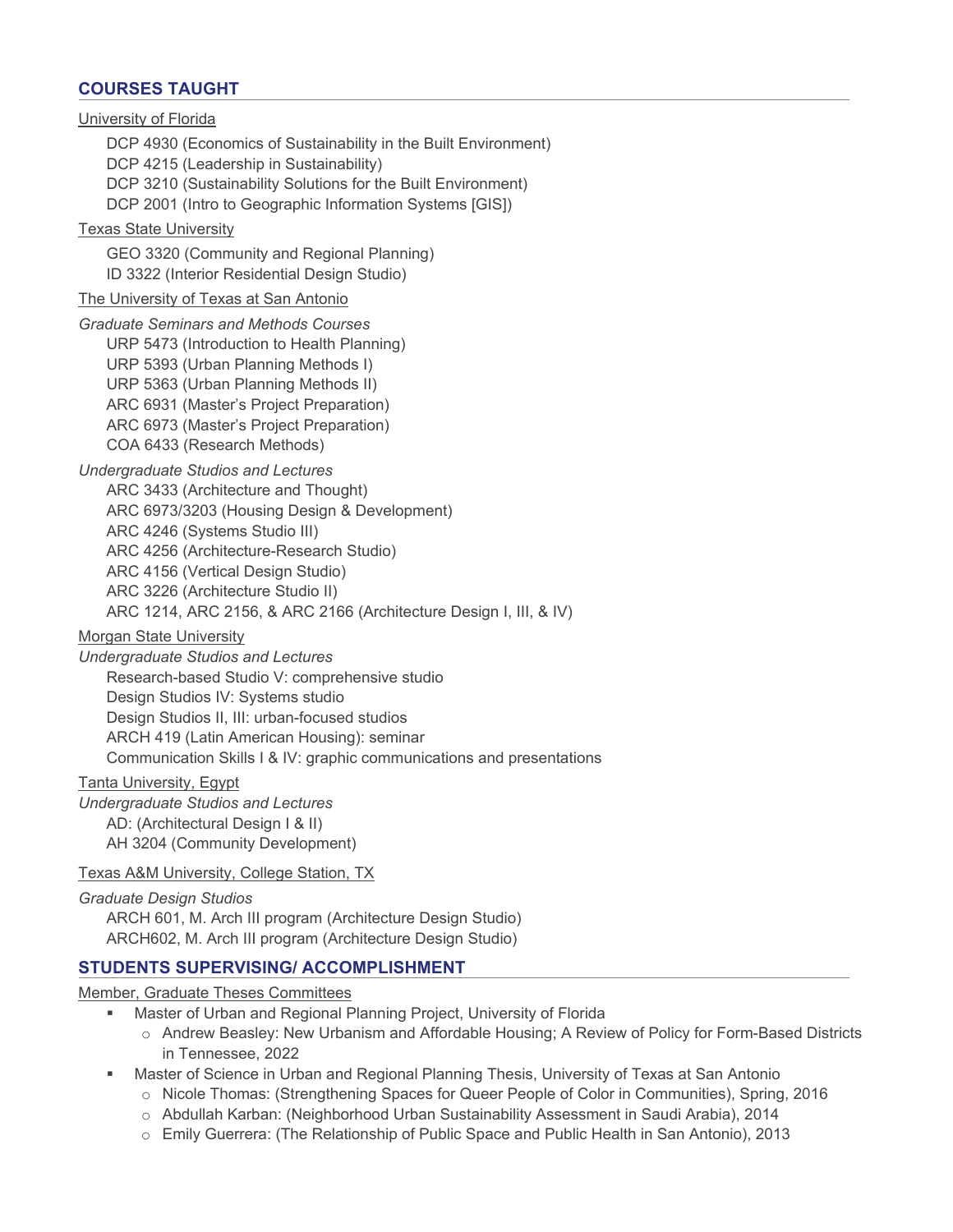## COURSES TAUGHT

University of Florida

DCP 4930 (Economics of Sustainability in the Built Environment)
DCP 4215 (Leadership in Sustainability)
DCP 3210 (Sustainability Solutions for the Built Environment)
DCP 2001 (Intro to Geographic Information Systems [GIS])

Texas State University

GEO 3320 (Community and Regional Planning)
ID 3322 (Interior Residential Design Studio)

The University of Texas at San Antonio

*Graduate Seminars and Methods Courses*

URP 5473 (Introduction to Health Planning)
URP 5393 (Urban Planning Methods I)
URP 5363 (Urban Planning Methods II)
ARC 6931 (Master's Project Preparation)
ARC 6973 (Master's Project Preparation)
COA 6433 (Research Methods)

*Undergraduate Studios and Lectures*

ARC 3433 (Architecture and Thought)
ARC 6973/3203 (Housing Design & Development)
ARC 4246 (Systems Studio III)
ARC 4256 (Architecture-Research Studio)
ARC 4156 (Vertical Design Studio)
ARC 3226 (Architecture Studio II)
ARC 1214, ARC 2156, & ARC 2166 (Architecture Design I, III, & IV)

Morgan State University

*Undergraduate Studios and Lectures*

Research-based Studio V: comprehensive studio
Design Studios IV: Systems studio
Design Studios II, III: urban-focused studios
ARCH 419 (Latin American Housing): seminar
Communication Skills I & IV: graphic communications and presentations

Tanta University, Egypt

*Undergraduate Studios and Lectures*

AD: (Architectural Design I & II)
AH 3204 (Community Development)

Texas A&M University, College Station, TX

*Graduate Design Studios*

ARCH 601, M. Arch III program (Architecture Design Studio)
ARCH602, M. Arch III program (Architecture Design Studio)

## STUDENTS SUPERVISING/ ACCOMPLISHMENT

Member, Graduate Theses Committees

- Master of Urban and Regional Planning Project, University of Florida
  - Andrew Beasley: New Urbanism and Affordable Housing; A Review of Policy for Form-Based Districts in Tennessee, 2022
- Master of Science in Urban and Regional Planning Thesis, University of Texas at San Antonio
  - Nicole Thomas: (Strengthening Spaces for Queer People of Color in Communities), Spring, 2016
  - Abdullah Karban: (Neighborhood Urban Sustainability Assessment in Saudi Arabia), 2014
  - Emily Guerrera: (The Relationship of Public Space and Public Health in San Antonio), 2013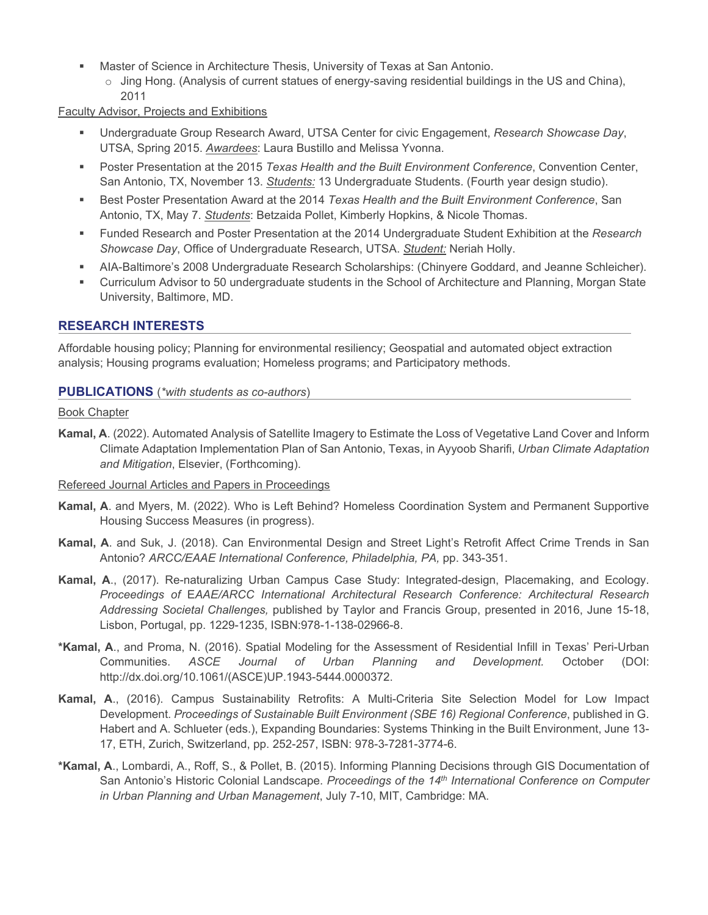- Master of Science in Architecture Thesis, University of Texas at San Antonio.
  - Jing Hong. (Analysis of current statues of energy-saving residential buildings in the US and China), 2011

Faculty Advisor, Projects and Exhibitions

- Undergraduate Group Research Award, UTSA Center for civic Engagement, *Research Showcase Day*, UTSA, Spring 2015. *Awardees*: Laura Bustillo and Melissa Yvonna.
- Poster Presentation at the 2015 *Texas Health and the Built Environment Conference*, Convention Center, San Antonio, TX, November 13. *Students:* 13 Undergraduate Students. (Fourth year design studio).
- Best Poster Presentation Award at the 2014 *Texas Health and the Built Environment Conference*, San Antonio, TX, May 7. *Students*: Betzaida Pollet, Kimberly Hopkins, & Nicole Thomas.
- Funded Research and Poster Presentation at the 2014 Undergraduate Student Exhibition at the *Research Showcase Day*, Office of Undergraduate Research, UTSA. *Student:* Neriah Holly.
- AIA-Baltimore's 2008 Undergraduate Research Scholarships: (Chinyere Goddard, and Jeanne Schleicher).
- Curriculum Advisor to 50 undergraduate students in the School of Architecture and Planning, Morgan State University, Baltimore, MD.

## RESEARCH INTERESTS

Affordable housing policy; Planning for environmental resiliency; Geospatial and automated object extraction analysis; Housing programs evaluation; Homeless programs; and Participatory methods.

## PUBLICATIONS (*\*with students as co-authors*)

Book Chapter

**Kamal, A**. (2022). Automated Analysis of Satellite Imagery to Estimate the Loss of Vegetative Land Cover and Inform Climate Adaptation Implementation Plan of San Antonio, Texas, in Ayyoob Sharifi, *Urban Climate Adaptation and Mitigation*, Elsevier, (Forthcoming).

Refereed Journal Articles and Papers in Proceedings

**Kamal, A**. and Myers, M. (2022). Who is Left Behind? Homeless Coordination System and Permanent Supportive Housing Success Measures (in progress).

**Kamal, A**. and Suk, J. (2018). Can Environmental Design and Street Light's Retrofit Affect Crime Trends in San Antonio? *ARCC/EAAE International Conference, Philadelphia, PA,* pp. 343-351.

**Kamal, A**., (2017). Re-naturalizing Urban Campus Case Study: Integrated-design, Placemaking, and Ecology. *Proceedings of EAAE/ARCC International Architectural Research Conference: Architectural Research Addressing Societal Challenges,* published by Taylor and Francis Group, presented in 2016, June 15-18, Lisbon, Portugal, pp. 1229-1235, ISBN:978-1-138-02966-8.

**\*Kamal, A**., and Proma, N. (2016). Spatial Modeling for the Assessment of Residential Infill in Texas' Peri-Urban Communities. *ASCE Journal of Urban Planning and Development.* October (DOI: http://dx.doi.org/10.1061/(ASCE)UP.1943-5444.0000372.

**Kamal, A**., (2016). Campus Sustainability Retrofits: A Multi-Criteria Site Selection Model for Low Impact Development. *Proceedings of Sustainable Built Environment (SBE 16) Regional Conference*, published in G. Habert and A. Schlueter (eds.), Expanding Boundaries: Systems Thinking in the Built Environment, June 13-17, ETH, Zurich, Switzerland, pp. 252-257, ISBN: 978-3-7281-3774-6.

**\*Kamal, A**., Lombardi, A., Roff, S., & Pollet, B. (2015). Informing Planning Decisions through GIS Documentation of San Antonio's Historic Colonial Landscape. *Proceedings of the 14th International Conference on Computer in Urban Planning and Urban Management*, July 7-10, MIT, Cambridge: MA.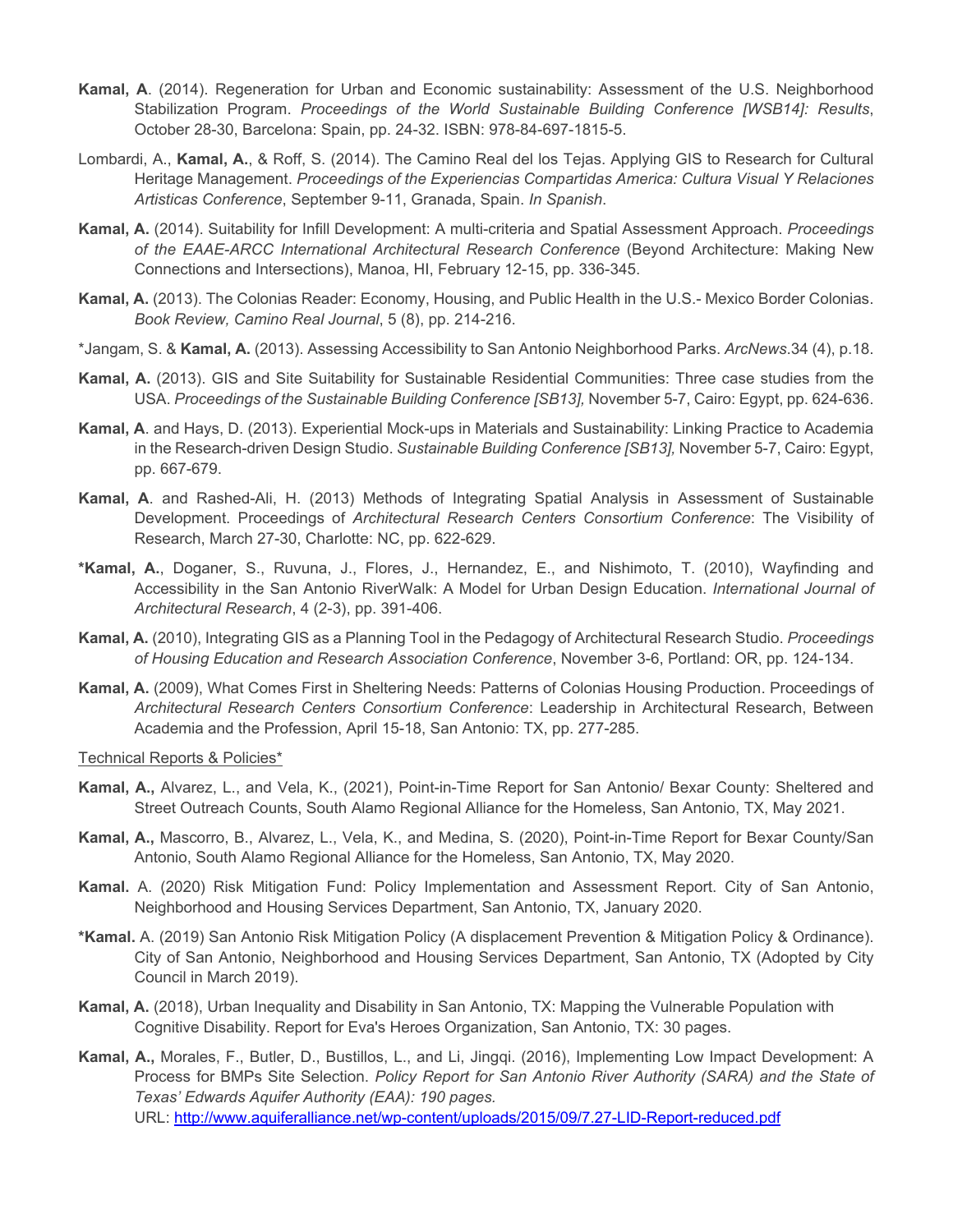**Kamal, A**. (2014). Regeneration for Urban and Economic sustainability: Assessment of the U.S. Neighborhood Stabilization Program. *Proceedings of the World Sustainable Building Conference [WSB14]: Results*, October 28-30, Barcelona: Spain, pp. 24-32. ISBN: 978-84-697-1815-5.

Lombardi, A., **Kamal, A.**, & Roff, S. (2014). The Camino Real del los Tejas. Applying GIS to Research for Cultural Heritage Management. *Proceedings of the Experiencias Compartidas America: Cultura Visual Y Relaciones Artisticas Conference*, September 9-11, Granada, Spain. *In Spanish*.

**Kamal, A.** (2014). Suitability for Infill Development: A multi-criteria and Spatial Assessment Approach. *Proceedings of the EAAE-ARCC International Architectural Research Conference* (Beyond Architecture: Making New Connections and Intersections), Manoa, HI, February 12-15, pp. 336-345.

**Kamal, A.** (2013). The Colonias Reader: Economy, Housing, and Public Health in the U.S.- Mexico Border Colonias. *Book Review, Camino Real Journal*, 5 (8), pp. 214-216.

*Jangam, S. & **Kamal, A.** (2013). Assessing Accessibility to San Antonio Neighborhood Parks. *ArcNews*.34 (4), p.18.

**Kamal, A.** (2013). GIS and Site Suitability for Sustainable Residential Communities: Three case studies from the USA. *Proceedings of the Sustainable Building Conference [SB13],* November 5-7, Cairo: Egypt, pp. 624-636.

**Kamal, A**. and Hays, D. (2013). Experiential Mock-ups in Materials and Sustainability: Linking Practice to Academia in the Research-driven Design Studio. *Sustainable Building Conference [SB13],* November 5-7, Cairo: Egypt, pp. 667-679.

**Kamal, A**. and Rashed-Ali, H. (2013) Methods of Integrating Spatial Analysis in Assessment of Sustainable Development. Proceedings of *Architectural Research Centers Consortium Conference*: The Visibility of Research, March 27-30, Charlotte: NC, pp. 622-629.

***Kamal, A.**, Doganer, S., Ruvuna, J., Flores, J., Hernandez, E., and Nishimoto, T. (2010), Wayfinding and Accessibility in the San Antonio RiverWalk: A Model for Urban Design Education. *International Journal of Architectural Research*, 4 (2-3), pp. 391-406.

**Kamal, A.** (2010), Integrating GIS as a Planning Tool in the Pedagogy of Architectural Research Studio. *Proceedings of Housing Education and Research Association Conference*, November 3-6, Portland: OR, pp. 124-134.

**Kamal, A.** (2009), What Comes First in Sheltering Needs: Patterns of Colonias Housing Production. Proceedings of *Architectural Research Centers Consortium Conference*: Leadership in Architectural Research, Between Academia and the Profession, April 15-18, San Antonio: TX, pp. 277-285.

Technical Reports & Policies*

**Kamal, A.,** Alvarez, L., and Vela, K., (2021), Point-in-Time Report for San Antonio/ Bexar County: Sheltered and Street Outreach Counts, South Alamo Regional Alliance for the Homeless, San Antonio, TX, May 2021.

**Kamal, A.,** Mascorro, B., Alvarez, L., Vela, K., and Medina, S. (2020), Point-in-Time Report for Bexar County/San Antonio, South Alamo Regional Alliance for the Homeless, San Antonio, TX, May 2020.

**Kamal.** A. (2020) Risk Mitigation Fund: Policy Implementation and Assessment Report. City of San Antonio, Neighborhood and Housing Services Department, San Antonio, TX, January 2020.

***Kamal.** A. (2019) San Antonio Risk Mitigation Policy (A displacement Prevention & Mitigation Policy & Ordinance). City of San Antonio, Neighborhood and Housing Services Department, San Antonio, TX (Adopted by City Council in March 2019).

**Kamal, A.** (2018), Urban Inequality and Disability in San Antonio, TX: Mapping the Vulnerable Population with Cognitive Disability. Report for Eva's Heroes Organization, San Antonio, TX: 30 pages.

**Kamal, A.,** Morales, F., Butler, D., Bustillos, L., and Li, Jingqi. (2016), Implementing Low Impact Development: A Process for BMPs Site Selection. *Policy Report for San Antonio River Authority (SARA) and the State of Texas' Edwards Aquifer Authority (EAA): 190 pages.*
URL: http://www.aquiferalliance.net/wp-content/uploads/2015/09/7.27-LID-Report-reduced.pdf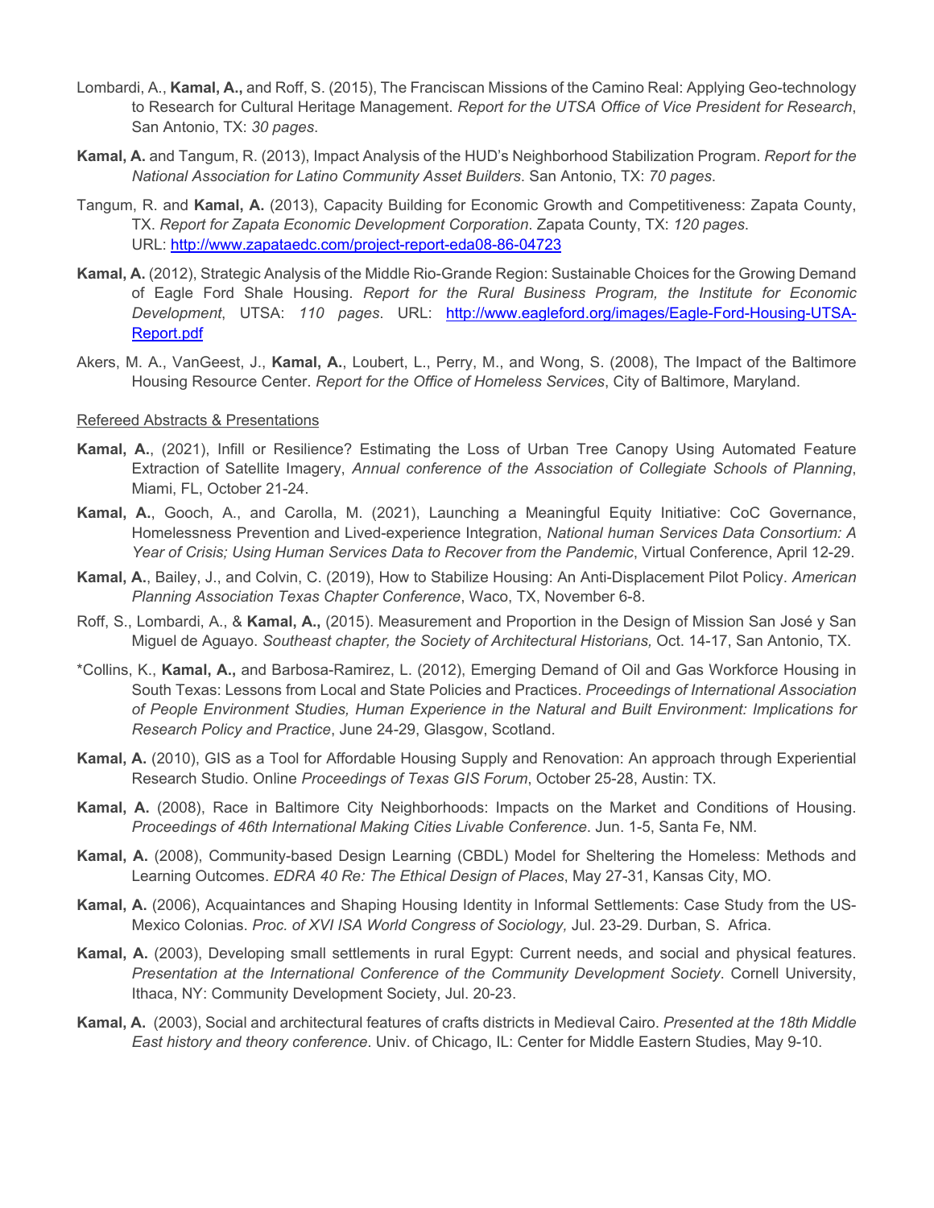Lombardi, A., **Kamal, A.,** and Roff, S. (2015), The Franciscan Missions of the Camino Real: Applying Geo-technology to Research for Cultural Heritage Management. *Report for the UTSA Office of Vice President for Research*, San Antonio, TX: *30 pages*.

**Kamal, A.** and Tangum, R. (2013), Impact Analysis of the HUD's Neighborhood Stabilization Program. *Report for the National Association for Latino Community Asset Builders*. San Antonio, TX: *70 pages*.

Tangum, R. and **Kamal, A.** (2013), Capacity Building for Economic Growth and Competitiveness: Zapata County, TX. *Report for Zapata Economic Development Corporation*. Zapata County, TX: *120 pages*. URL: [http://www.zapataedc.com/project-report-eda08-86-04723](http://www.zapataedc.com/project-report-eda08-86-04723)

**Kamal, A.** (2012), Strategic Analysis of the Middle Rio-Grande Region: Sustainable Choices for the Growing Demand of Eagle Ford Shale Housing. *Report for the Rural Business Program, the Institute for Economic Development*, UTSA: *110 pages*. URL: [http://www.eagleford.org/images/Eagle-Ford-Housing-UTSA-Report.pdf](http://www.eagleford.org/images/Eagle-Ford-Housing-UTSA-Report.pdf)

Akers, M. A., VanGeest, J., **Kamal, A.**, Loubert, L., Perry, M., and Wong, S. (2008), The Impact of the Baltimore Housing Resource Center. *Report for the Office of Homeless Services*, City of Baltimore, Maryland.

<u>Refereed Abstracts & Presentations</u>

**Kamal, A.**, (2021), Infill or Resilience? Estimating the Loss of Urban Tree Canopy Using Automated Feature Extraction of Satellite Imagery, *Annual conference of the Association of Collegiate Schools of Planning*, Miami, FL, October 21-24.

**Kamal, A.**, Gooch, A., and Carolla, M. (2021), Launching a Meaningful Equity Initiative: CoC Governance, Homelessness Prevention and Lived-experience Integration, *National human Services Data Consortium: A Year of Crisis; Using Human Services Data to Recover from the Pandemic*, Virtual Conference, April 12-29.

**Kamal, A.**, Bailey, J., and Colvin, C. (2019), How to Stabilize Housing: An Anti-Displacement Pilot Policy. *American Planning Association Texas Chapter Conference*, Waco, TX, November 6-8.

Roff, S., Lombardi, A., & **Kamal, A.,** (2015). Measurement and Proportion in the Design of Mission San José y San Miguel de Aguayo. *Southeast chapter, the Society of Architectural Historians,* Oct. 14-17, San Antonio, TX.

*Collins, K., **Kamal, A.,** and Barbosa-Ramirez, L. (2012), Emerging Demand of Oil and Gas Workforce Housing in South Texas: Lessons from Local and State Policies and Practices. *Proceedings of International Association of People Environment Studies, Human Experience in the Natural and Built Environment: Implications for Research Policy and Practice*, June 24-29, Glasgow, Scotland.

**Kamal, A.** (2010), GIS as a Tool for Affordable Housing Supply and Renovation: An approach through Experiential Research Studio. Online *Proceedings of Texas GIS Forum*, October 25-28, Austin: TX.

**Kamal, A.** (2008), Race in Baltimore City Neighborhoods: Impacts on the Market and Conditions of Housing. *Proceedings of 46th International Making Cities Livable Conference*. Jun. 1-5, Santa Fe, NM.

**Kamal, A.** (2008), Community-based Design Learning (CBDL) Model for Sheltering the Homeless: Methods and Learning Outcomes. *EDRA 40 Re: The Ethical Design of Places*, May 27-31, Kansas City, MO.

**Kamal, A.** (2006), Acquaintances and Shaping Housing Identity in Informal Settlements: Case Study from the US-Mexico Colonias. *Proc. of XVI ISA World Congress of Sociology,* Jul. 23-29. Durban, S. Africa.

**Kamal, A.** (2003), Developing small settlements in rural Egypt: Current needs, and social and physical features. *Presentation at the International Conference of the Community Development Society*. Cornell University, Ithaca, NY: Community Development Society, Jul. 20-23.

**Kamal, A.** (2003), Social and architectural features of crafts districts in Medieval Cairo. *Presented at the 18th Middle East history and theory conference*. Univ. of Chicago, IL: Center for Middle Eastern Studies, May 9-10.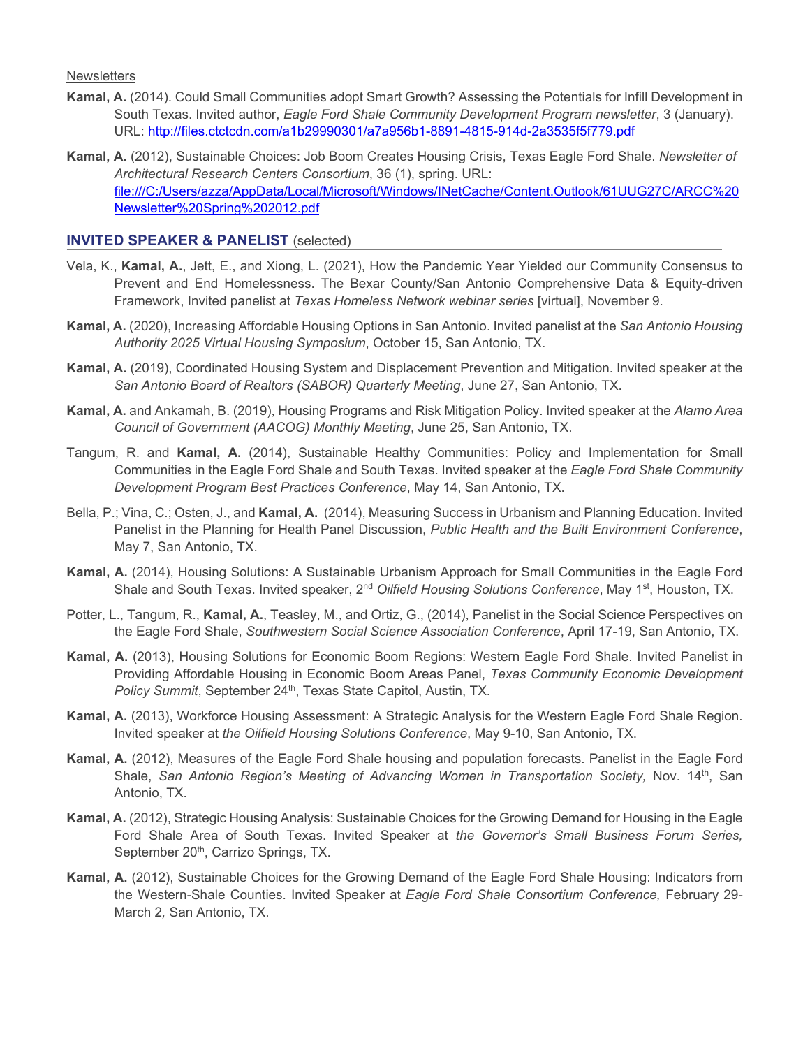Newsletters

**Kamal, A.** (2014). Could Small Communities adopt Smart Growth? Assessing the Potentials for Infill Development in South Texas. Invited author, *Eagle Ford Shale Community Development Program newsletter*, 3 (January). URL: http://files.ctctcdn.com/a1b29990301/a7a956b1-8891-4815-914d-2a3535f5f779.pdf

**Kamal, A.** (2012), Sustainable Choices: Job Boom Creates Housing Crisis, Texas Eagle Ford Shale. *Newsletter of Architectural Research Centers Consortium*, 36 (1), spring. URL: file:///C:/Users/azza/AppData/Local/Microsoft/Windows/INetCache/Content.Outlook/61UUG27C/ARCC%20Newsletter%20Spring%202012.pdf

## INVITED SPEAKER & PANELIST (selected)

Vela, K., **Kamal, A.**, Jett, E., and Xiong, L. (2021), How the Pandemic Year Yielded our Community Consensus to Prevent and End Homelessness. The Bexar County/San Antonio Comprehensive Data & Equity-driven Framework, Invited panelist at *Texas Homeless Network webinar series* [virtual], November 9.

**Kamal, A.** (2020), Increasing Affordable Housing Options in San Antonio. Invited panelist at the *San Antonio Housing Authority 2025 Virtual Housing Symposium*, October 15, San Antonio, TX.

**Kamal, A.** (2019), Coordinated Housing System and Displacement Prevention and Mitigation. Invited speaker at the *San Antonio Board of Realtors (SABOR) Quarterly Meeting*, June 27, San Antonio, TX.

**Kamal, A.** and Ankamah, B. (2019), Housing Programs and Risk Mitigation Policy. Invited speaker at the *Alamo Area Council of Government (AACOG) Monthly Meeting*, June 25, San Antonio, TX.

Tangum, R. and **Kamal, A.** (2014), Sustainable Healthy Communities: Policy and Implementation for Small Communities in the Eagle Ford Shale and South Texas. Invited speaker at the *Eagle Ford Shale Community Development Program Best Practices Conference*, May 14, San Antonio, TX.

Bella, P.; Vina, C.; Osten, J., and **Kamal, A.** (2014), Measuring Success in Urbanism and Planning Education. Invited Panelist in the Planning for Health Panel Discussion, *Public Health and the Built Environment Conference*, May 7, San Antonio, TX.

**Kamal, A.** (2014), Housing Solutions: A Sustainable Urbanism Approach for Small Communities in the Eagle Ford Shale and South Texas. Invited speaker, 2nd *Oilfield Housing Solutions Conference*, May 1st, Houston, TX.

Potter, L., Tangum, R., **Kamal, A.**, Teasley, M., and Ortiz, G., (2014), Panelist in the Social Science Perspectives on the Eagle Ford Shale, *Southwestern Social Science Association Conference*, April 17-19, San Antonio, TX.

**Kamal, A.** (2013), Housing Solutions for Economic Boom Regions: Western Eagle Ford Shale. Invited Panelist in Providing Affordable Housing in Economic Boom Areas Panel, *Texas Community Economic Development Policy Summit*, September 24th, Texas State Capitol, Austin, TX.

**Kamal, A.** (2013), Workforce Housing Assessment: A Strategic Analysis for the Western Eagle Ford Shale Region. Invited speaker at *the Oilfield Housing Solutions Conference*, May 9-10, San Antonio, TX.

**Kamal, A.** (2012), Measures of the Eagle Ford Shale housing and population forecasts. Panelist in the Eagle Ford Shale, *San Antonio Region's Meeting of Advancing Women in Transportation Society,* Nov. 14th, San Antonio, TX.

**Kamal, A.** (2012), Strategic Housing Analysis: Sustainable Choices for the Growing Demand for Housing in the Eagle Ford Shale Area of South Texas. Invited Speaker at *the Governor's Small Business Forum Series,* September 20th, Carrizo Springs, TX.

**Kamal, A.** (2012), Sustainable Choices for the Growing Demand of the Eagle Ford Shale Housing: Indicators from the Western-Shale Counties. Invited Speaker at *Eagle Ford Shale Consortium Conference,* February 29-March 2, San Antonio, TX.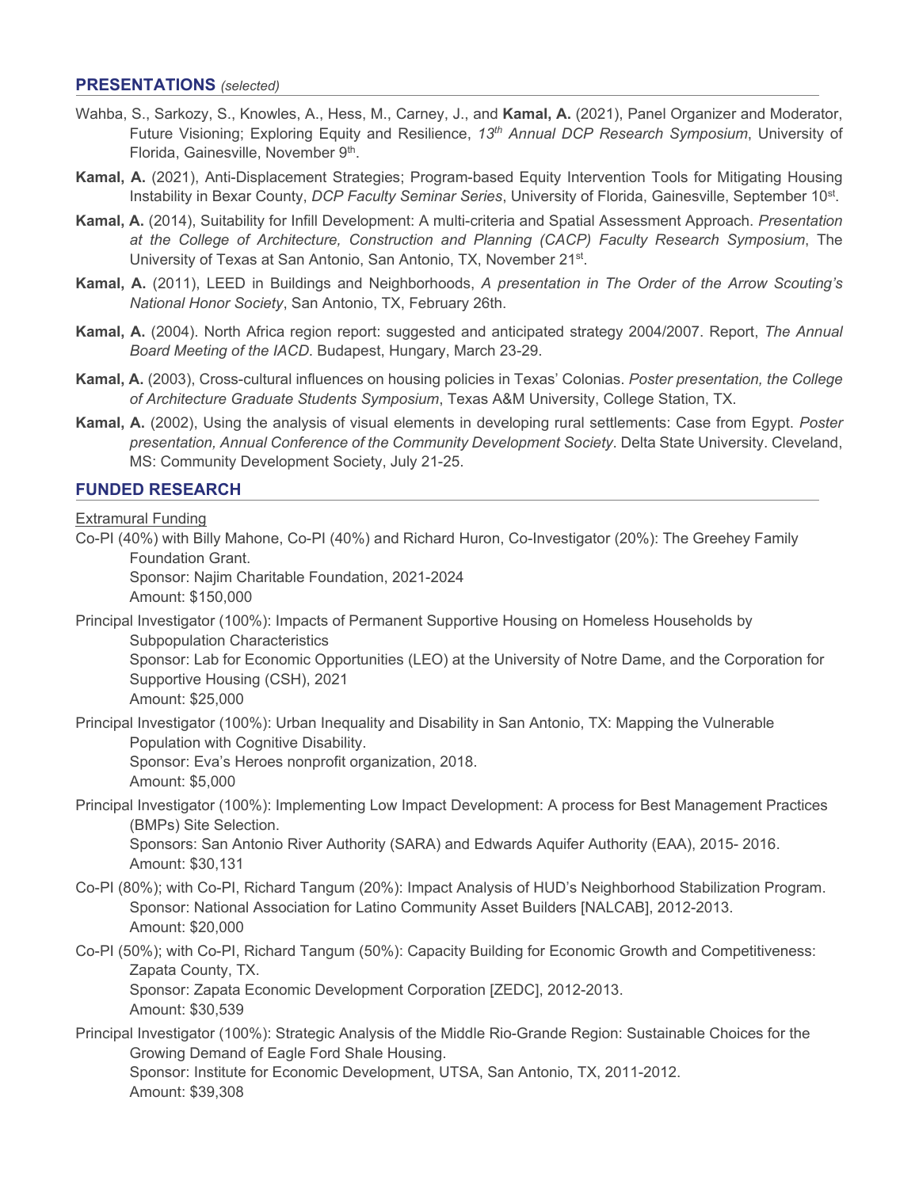## PRESENTATIONS *(selected)*

Wahba, S., Sarkozy, S., Knowles, A., Hess, M., Carney, J., and **Kamal, A.** (2021), Panel Organizer and Moderator, Future Visioning; Exploring Equity and Resilience, *13th Annual DCP Research Symposium*, University of Florida, Gainesville, November 9th.

**Kamal, A.** (2021), Anti-Displacement Strategies; Program-based Equity Intervention Tools for Mitigating Housing Instability in Bexar County, *DCP Faculty Seminar Series*, University of Florida, Gainesville, September 10st.

**Kamal, A.** (2014), Suitability for Infill Development: A multi-criteria and Spatial Assessment Approach. *Presentation at the College of Architecture, Construction and Planning (CACP) Faculty Research Symposium*, The University of Texas at San Antonio, San Antonio, TX, November 21st.

**Kamal, A.** (2011), LEED in Buildings and Neighborhoods, *A presentation in The Order of the Arrow Scouting's National Honor Society*, San Antonio, TX, February 26th.

**Kamal, A.** (2004). North Africa region report: suggested and anticipated strategy 2004/2007. Report, *The Annual Board Meeting of the IACD*. Budapest, Hungary, March 23-29.

**Kamal, A.** (2003), Cross-cultural influences on housing policies in Texas' Colonias. *Poster presentation, the College of Architecture Graduate Students Symposium*, Texas A&M University, College Station, TX.

**Kamal, A.** (2002), Using the analysis of visual elements in developing rural settlements: Case from Egypt. *Poster presentation, Annual Conference of the Community Development Society*. Delta State University. Cleveland, MS: Community Development Society, July 21-25.

## FUNDED RESEARCH

Extramural Funding

Co-PI (40%) with Billy Mahone, Co-PI (40%) and Richard Huron, Co-Investigator (20%): The Greehey Family Foundation Grant.
Sponsor: Najim Charitable Foundation, 2021-2024
Amount: $150,000

Principal Investigator (100%): Impacts of Permanent Supportive Housing on Homeless Households by Subpopulation Characteristics
Sponsor: Lab for Economic Opportunities (LEO) at the University of Notre Dame, and the Corporation for Supportive Housing (CSH), 2021
Amount: $25,000

Principal Investigator (100%): Urban Inequality and Disability in San Antonio, TX: Mapping the Vulnerable Population with Cognitive Disability.
Sponsor: Eva's Heroes nonprofit organization, 2018.
Amount: $5,000

Principal Investigator (100%): Implementing Low Impact Development: A process for Best Management Practices (BMPs) Site Selection.
Sponsors: San Antonio River Authority (SARA) and Edwards Aquifer Authority (EAA), 2015- 2016.
Amount: $30,131

Co-PI (80%); with Co-PI, Richard Tangum (20%): Impact Analysis of HUD's Neighborhood Stabilization Program.
Sponsor: National Association for Latino Community Asset Builders [NALCAB], 2012-2013.
Amount: $20,000

Co-PI (50%); with Co-PI, Richard Tangum (50%): Capacity Building for Economic Growth and Competitiveness: Zapata County, TX.
Sponsor: Zapata Economic Development Corporation [ZEDC], 2012-2013.
Amount: $30,539

Principal Investigator (100%): Strategic Analysis of the Middle Rio-Grande Region: Sustainable Choices for the Growing Demand of Eagle Ford Shale Housing.
Sponsor: Institute for Economic Development, UTSA, San Antonio, TX, 2011-2012.
Amount: $39,308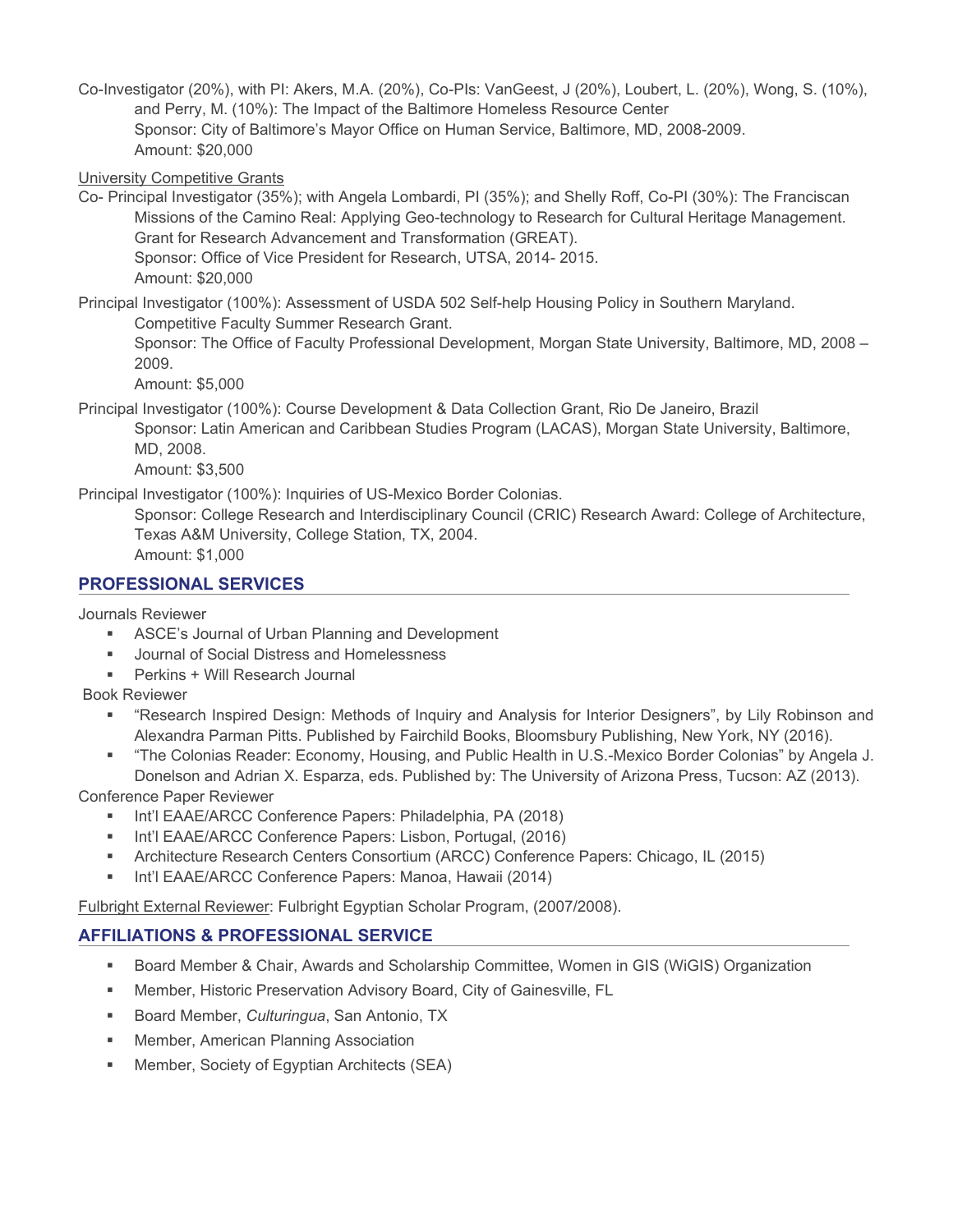Co-Investigator (20%), with PI: Akers, M.A. (20%), Co-PIs: VanGeest, J (20%), Loubert, L. (20%), Wong, S. (10%), and Perry, M. (10%): The Impact of the Baltimore Homeless Resource Center
Sponsor: City of Baltimore's Mayor Office on Human Service, Baltimore, MD, 2008-2009.
Amount: $20,000

University Competitive Grants

Co- Principal Investigator (35%); with Angela Lombardi, PI (35%); and Shelly Roff, Co-PI (30%): The Franciscan Missions of the Camino Real: Applying Geo-technology to Research for Cultural Heritage Management. Grant for Research Advancement and Transformation (GREAT).
Sponsor: Office of Vice President for Research, UTSA, 2014- 2015.
Amount: $20,000

Principal Investigator (100%): Assessment of USDA 502 Self-help Housing Policy in Southern Maryland. Competitive Faculty Summer Research Grant.
Sponsor: The Office of Faculty Professional Development, Morgan State University, Baltimore, MD, 2008 – 2009.
Amount: $5,000

Principal Investigator (100%): Course Development & Data Collection Grant, Rio De Janeiro, Brazil
Sponsor: Latin American and Caribbean Studies Program (LACAS), Morgan State University, Baltimore, MD, 2008.
Amount: $3,500

Principal Investigator (100%): Inquiries of US-Mexico Border Colonias.
Sponsor: College Research and Interdisciplinary Council (CRIC) Research Award: College of Architecture, Texas A&M University, College Station, TX, 2004.
Amount: $1,000

## PROFESSIONAL SERVICES

Journals Reviewer

- ASCE's Journal of Urban Planning and Development
- Journal of Social Distress and Homelessness
- Perkins + Will Research Journal

Book Reviewer

- "Research Inspired Design: Methods of Inquiry and Analysis for Interior Designers", by Lily Robinson and Alexandra Parman Pitts. Published by Fairchild Books, Bloomsbury Publishing, New York, NY (2016).
- "The Colonias Reader: Economy, Housing, and Public Health in U.S.-Mexico Border Colonias" by Angela J. Donelson and Adrian X. Esparza, eds. Published by: The University of Arizona Press, Tucson: AZ (2013).

Conference Paper Reviewer

- Int'l EAAE/ARCC Conference Papers: Philadelphia, PA (2018)
- Int'l EAAE/ARCC Conference Papers: Lisbon, Portugal, (2016)
- Architecture Research Centers Consortium (ARCC) Conference Papers: Chicago, IL (2015)
- Int'l EAAE/ARCC Conference Papers: Manoa, Hawaii (2014)

Fulbright External Reviewer: Fulbright Egyptian Scholar Program, (2007/2008).

## AFFILIATIONS & PROFESSIONAL SERVICE

- Board Member & Chair, Awards and Scholarship Committee, Women in GIS (WiGIS) Organization
- Member, Historic Preservation Advisory Board, City of Gainesville, FL
- Board Member, *Culturingua*, San Antonio, TX
- Member, American Planning Association
- Member, Society of Egyptian Architects (SEA)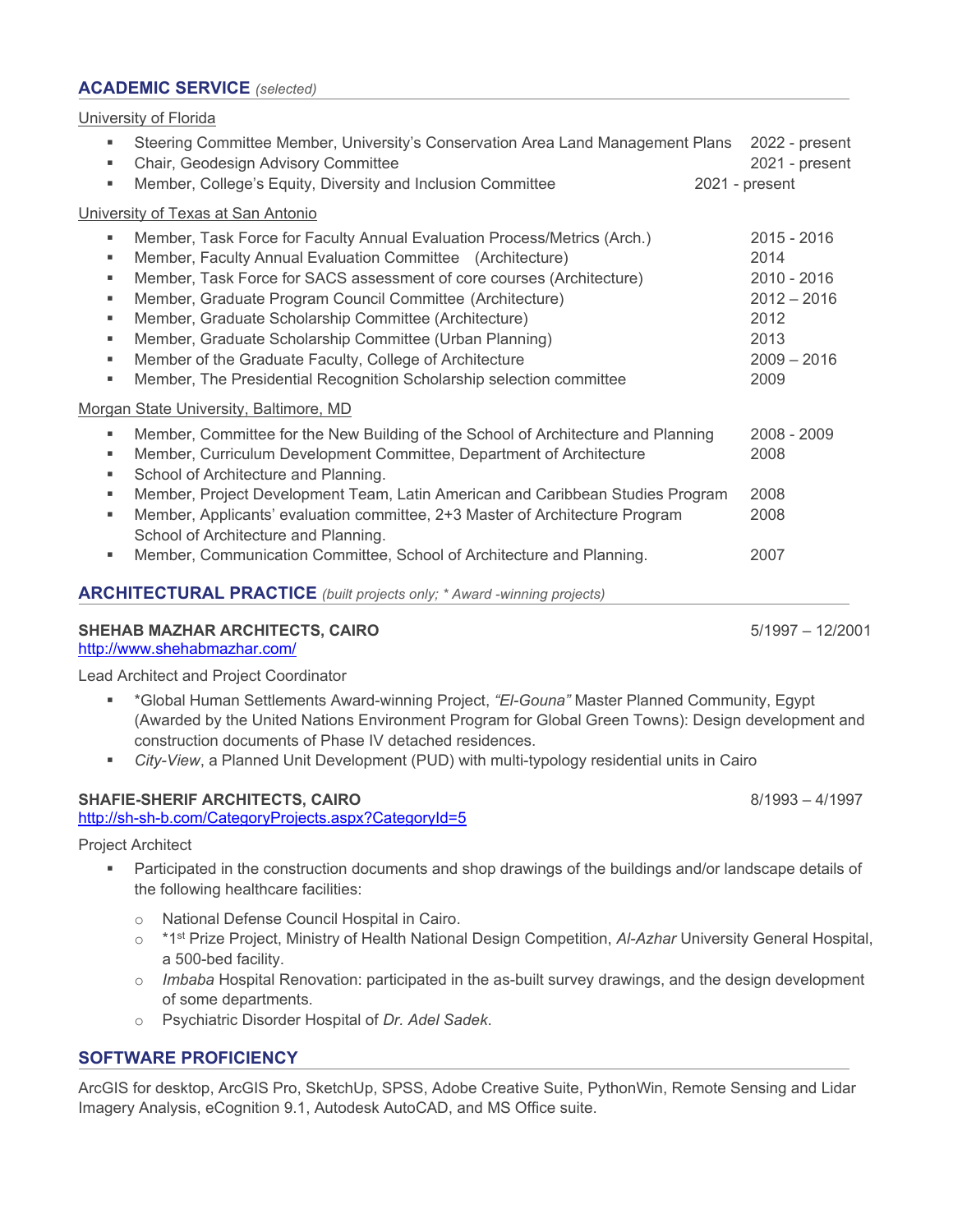## ACADEMIC SERVICE *(selected)*

University of Florida

- Steering Committee Member, University's Conservation Area Land Management Plans 2022 - present
- Chair, Geodesign Advisory Committee 2021 - present
- Member, College's Equity, Diversity and Inclusion Committee 2021 - present

University of Texas at San Antonio

- Member, Task Force for Faculty Annual Evaluation Process/Metrics (Arch.) 2015 - 2016
- Member, Faculty Annual Evaluation Committee (Architecture) 2014
- Member, Task Force for SACS assessment of core courses (Architecture) 2010 - 2016
- Member, Graduate Program Council Committee (Architecture) 2012 – 2016
- Member, Graduate Scholarship Committee (Architecture) 2012
- Member, Graduate Scholarship Committee (Urban Planning) 2013
- Member of the Graduate Faculty, College of Architecture 2009 – 2016
- Member, The Presidential Recognition Scholarship selection committee 2009

Morgan State University, Baltimore, MD

- Member, Committee for the New Building of the School of Architecture and Planning 2008 - 2009
- Member, Curriculum Development Committee, Department of Architecture 2008
- School of Architecture and Planning.
- Member, Project Development Team, Latin American and Caribbean Studies Program 2008
- Member, Applicants' evaluation committee, 2+3 Master of Architecture Program School of Architecture and Planning. 2008
- Member, Communication Committee, School of Architecture and Planning. 2007

## ARCHITECTURAL PRACTICE *(built projects only; * Award -winning projects)*

**SHEHAB MAZHAR ARCHITECTS, CAIRO** 5/1997 – 12/2001
http://www.shehabmazhar.com/

Lead Architect and Project Coordinator

- *Global Human Settlements Award-winning Project, *"El-Gouna"* Master Planned Community, Egypt (Awarded by the United Nations Environment Program for Global Green Towns): Design development and construction documents of Phase IV detached residences.
- *City-View*, a Planned Unit Development (PUD) with multi-typology residential units in Cairo

**SHAFIE-SHERIF ARCHITECTS, CAIRO** 8/1993 – 4/1997
http://sh-sh-b.com/CategoryProjects.aspx?CategoryId=5

Project Architect

- Participated in the construction documents and shop drawings of the buildings and/or landscape details of the following healthcare facilities:
  - National Defense Council Hospital in Cairo.
  - *1st Prize Project, Ministry of Health National Design Competition, *Al-Azhar* University General Hospital, a 500-bed facility.
  - *Imbaba* Hospital Renovation: participated in the as-built survey drawings, and the design development of some departments.
  - Psychiatric Disorder Hospital of *Dr. Adel Sadek*.

## SOFTWARE PROFICIENCY

ArcGIS for desktop, ArcGIS Pro, SketchUp, SPSS, Adobe Creative Suite, PythonWin, Remote Sensing and Lidar Imagery Analysis, eCognition 9.1, Autodesk AutoCAD, and MS Office suite.